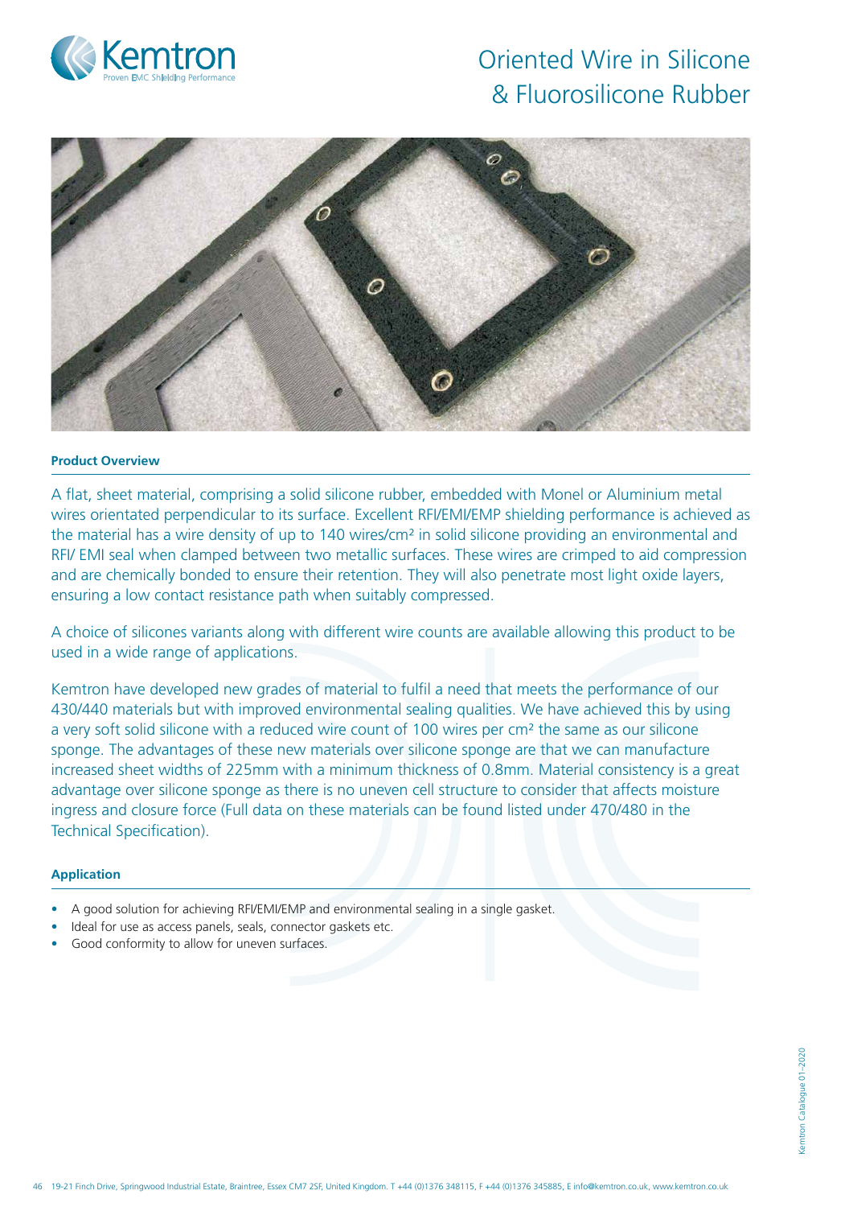# Oriented Wire in Silicone & Fluorosilicone Rubber

## Product Overview

A flat, sheet material, comprising a solid silicone rubber, embedded with Monel or Aluminium metal wires orientated perpendicular to its surface. Excellent RFI/EMI/EMP shielding performance is achieved as the material has a wire density of up to 140 wires/cm² in solid silicone providing an environmental and RFI/ EMI seal when clamped between two metallic surfaces. These wires are crimped to aid compression and are chemically bonded to ensure their retention. They will also penetrate most light oxide layers, ensuring a low contact resistance path when suitably compressed.

A choice of silicones variants along with different wire counts are available allowing this product to be used in a wide range of applications.

Kemtron have developed new grades of material to fulfil a need that meets the performance of our 430/440 materials but with improved environmental sealing qualities. We have achieved this by using a very soft solid silicone with a reduced wire count of 100 wires per cm² the same as our silicone sponge. The advantages of these new materials over silicone sponge are that we can manufacture increased sheet widths of 225mm with a minimum thickness of 0.8mm. Material consistency is a great advantage over silicone sponge as there is no uneven cell structure to consider that affects moisture ingress and closure force (Full data on these materials can be found listed under 470/480 in the Technical Specification).

## Application

- A good solution for achieving RFI/EMI/EMP and environmental sealing in a single gasket.
- Ideal for use as access panels, seals, connector gaskets etc.
- Good conformity to allow for uneven surfaces.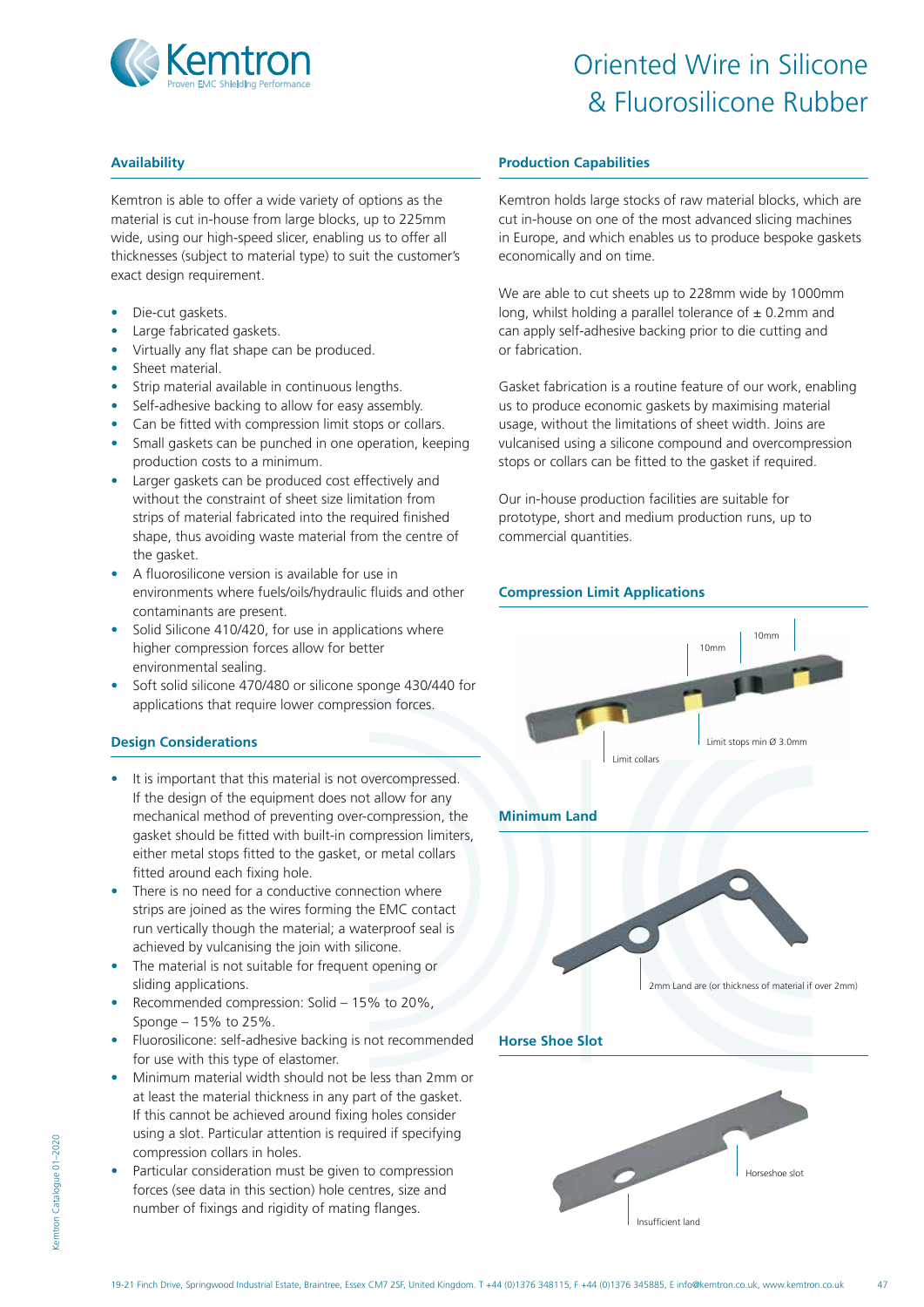# Oriented Wire in Silicone & Fluorosilicone Rubber

## Availability

Kemtron is able to offer a wide variety of options as the material is cut in-house from large blocks, up to 225mm wide, using our high-speed slicer, enabling us to offer all thicknesses (subject to material type) to suit the customer's exact design requirement.

- Die-cut gaskets.
- Large fabricated gaskets.
- Virtually any flat shape can be produced.
- Sheet material.
- Strip material available in continuous lengths.
- Self-adhesive backing to allow for easy assembly.
- Can be fitted with compression limit stops or collars.
- Small gaskets can be punched in one operation, keeping production costs to a minimum.
- Larger gaskets can be produced cost effectively and without the constraint of sheet size limitation from strips of material fabricated into the required finished shape, thus avoiding waste material from the centre of the gasket.
- A fluorosilicone version is available for use in environments where fuels/oils/hydraulic fluids and other contaminants are present.
- Solid Silicone 410/420, for use in applications where higher compression forces allow for better environmental sealing.
- Soft solid silicone 470/480 or silicone sponge 430/440 for applications that require lower compression forces.

## Design Considerations

- It is important that this material is not overcompressed. If the design of the equipment does not allow for any mechanical method of preventing over-compression, the gasket should be fitted with built-in compression limiters, either metal stops fitted to the gasket, or metal collars fitted around each fixing hole.
- There is no need for a conductive connection where strips are joined as the wires forming the EMC contact run vertically though the material; a waterproof seal is achieved by vulcanising the join with silicone.
- The material is not suitable for frequent opening or sliding applications.
- Recommended compression: Solid – 15% to 20%, Sponge – 15% to 25%.
- Fluorosilicone: self-adhesive backing is not recommended for use with this type of elastomer.
- Minimum material width should not be less than 2mm or at least the material thickness in any part of the gasket. If this cannot be achieved around fixing holes consider using a slot. Particular attention is required if specifying compression collars in holes.
- Particular consideration must be given to compression forces (see data in this section) hole centres, size and number of fixings and rigidity of mating flanges.

## Production Capabilities

Kemtron holds large stocks of raw material blocks, which are cut in-house on one of the most advanced slicing machines in Europe, and which enables us to produce bespoke gaskets economically and on time.

We are able to cut sheets up to 228mm wide by 1000mm long, whilst holding a parallel tolerance of ± 0.2mm and can apply self-adhesive backing prior to die cutting and or fabrication.

Gasket fabrication is a routine feature of our work, enabling us to produce economic gaskets by maximising material usage, without the limitations of sheet width. Joins are vulcanised using a silicone compound and overcompression stops or collars can be fitted to the gasket if required.

Our in-house production facilities are suitable for prototype, short and medium production runs, up to commercial quantities.

## Compression Limit Applications

10mm

10mm

Limit stops min Ø 3.0mm

Limit collars

## Minimum Land

2mm Land are (or thickness of material if over 2mm)

## Horse Shoe Slot

Horseshoe slot

Insufficient land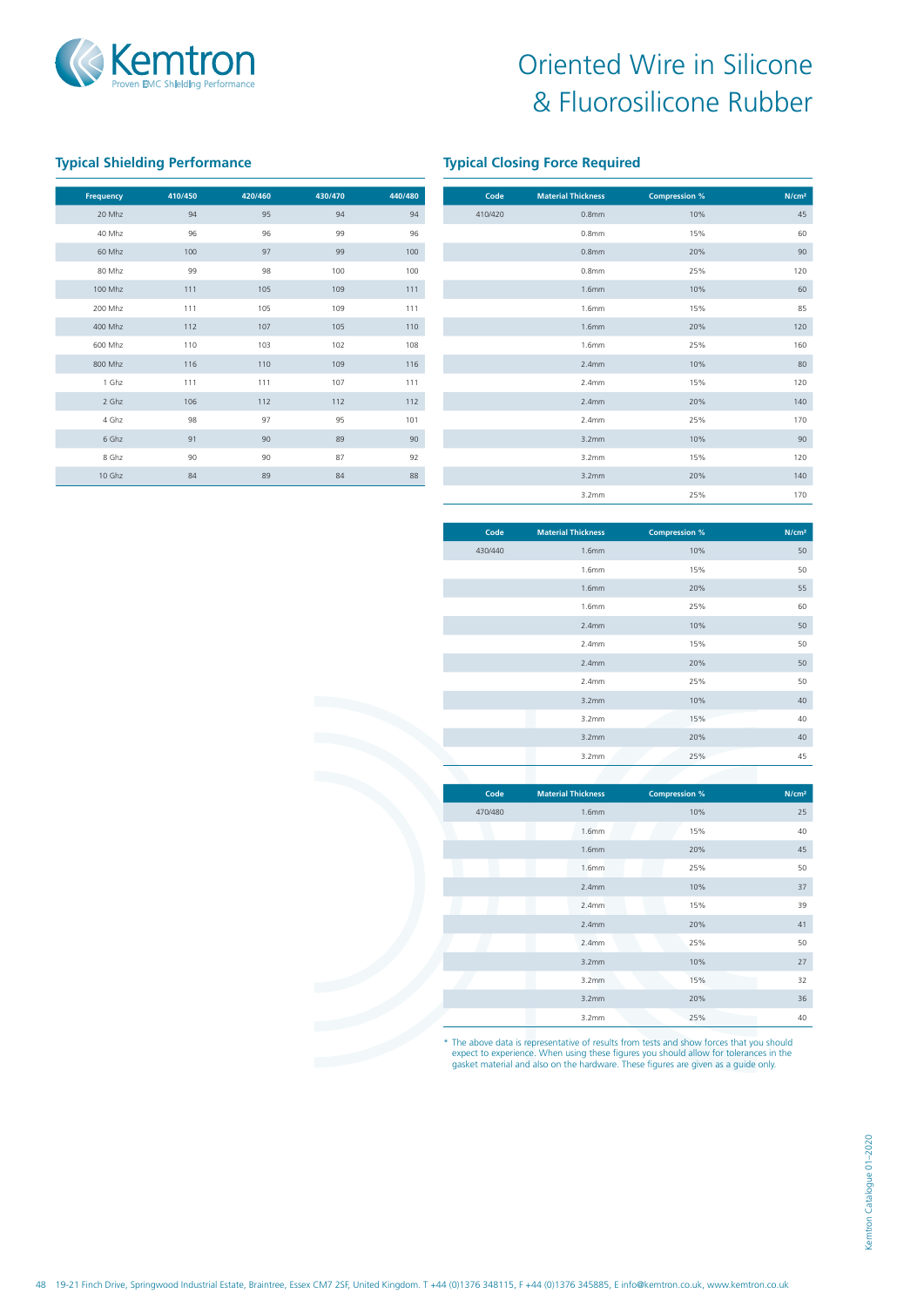# Oriented Wire in Silicone & Fluorosilicone Rubber

## Typical Shielding Performance

| Frequency | 410/450 | 420/460 | 430/470 | 440/480 |
|---|---|---|---|---|
| 20 Mhz | 94 | 95 | 94 | 94 |
| 40 Mhz | 96 | 96 | 99 | 96 |
| 60 Mhz | 100 | 97 | 99 | 100 |
| 80 Mhz | 99 | 98 | 100 | 100 |
| 100 Mhz | 111 | 105 | 109 | 111 |
| 200 Mhz | 111 | 105 | 109 | 111 |
| 400 Mhz | 112 | 107 | 105 | 110 |
| 600 Mhz | 110 | 103 | 102 | 108 |
| 800 Mhz | 116 | 110 | 109 | 116 |
| 1 Ghz | 111 | 111 | 107 | 111 |
| 2 Ghz | 106 | 112 | 112 | 112 |
| 4 Ghz | 98 | 97 | 95 | 101 |
| 6 Ghz | 91 | 90 | 89 | 90 |
| 8 Ghz | 90 | 90 | 87 | 92 |
| 10 Ghz | 84 | 89 | 84 | 88 |

## Typical Closing Force Required

| Code | Material Thickness | Compression % | N/cm² |
|---|---|---|---|
| 410/420 | 0.8mm | 10% | 45 |
| | 0.8mm | 15% | 60 |
| | 0.8mm | 20% | 90 |
| | 0.8mm | 25% | 120 |
| | 1.6mm | 10% | 60 |
| | 1.6mm | 15% | 85 |
| | 1.6mm | 20% | 120 |
| | 1.6mm | 25% | 160 |
| | 2.4mm | 10% | 80 |
| | 2.4mm | 15% | 120 |
| | 2.4mm | 20% | 140 |
| | 2.4mm | 25% | 170 |
| | 3.2mm | 10% | 90 |
| | 3.2mm | 15% | 120 |
| | 3.2mm | 20% | 140 |
| | 3.2mm | 25% | 170 |

| Code | Material Thickness | Compression % | N/cm² |
|---|---|---|---|
| 430/440 | 1.6mm | 10% | 50 |
| | 1.6mm | 15% | 50 |
| | 1.6mm | 20% | 55 |
| | 1.6mm | 25% | 60 |
| | 2.4mm | 10% | 50 |
| | 2.4mm | 15% | 50 |
| | 2.4mm | 20% | 50 |
| | 2.4mm | 25% | 50 |
| | 3.2mm | 10% | 40 |
| | 3.2mm | 15% | 40 |
| | 3.2mm | 20% | 40 |
| | 3.2mm | 25% | 45 |

| Code | Material Thickness | Compression % | N/cm² |
|---|---|---|---|
| 470/480 | 1.6mm | 10% | 25 |
| | 1.6mm | 15% | 40 |
| | 1.6mm | 20% | 45 |
| | 1.6mm | 25% | 50 |
| | 2.4mm | 10% | 37 |
| | 2.4mm | 15% | 39 |
| | 2.4mm | 20% | 41 |
| | 2.4mm | 25% | 50 |
| | 3.2mm | 10% | 27 |
| | 3.2mm | 15% | 32 |
| | 3.2mm | 20% | 36 |
| | 3.2mm | 25% | 40 |

* The above data is representative of results from tests and show forces that you should expect to experience. When using these figures you should allow for tolerances in the gasket material and also on the hardware. These figures are given as a guide only.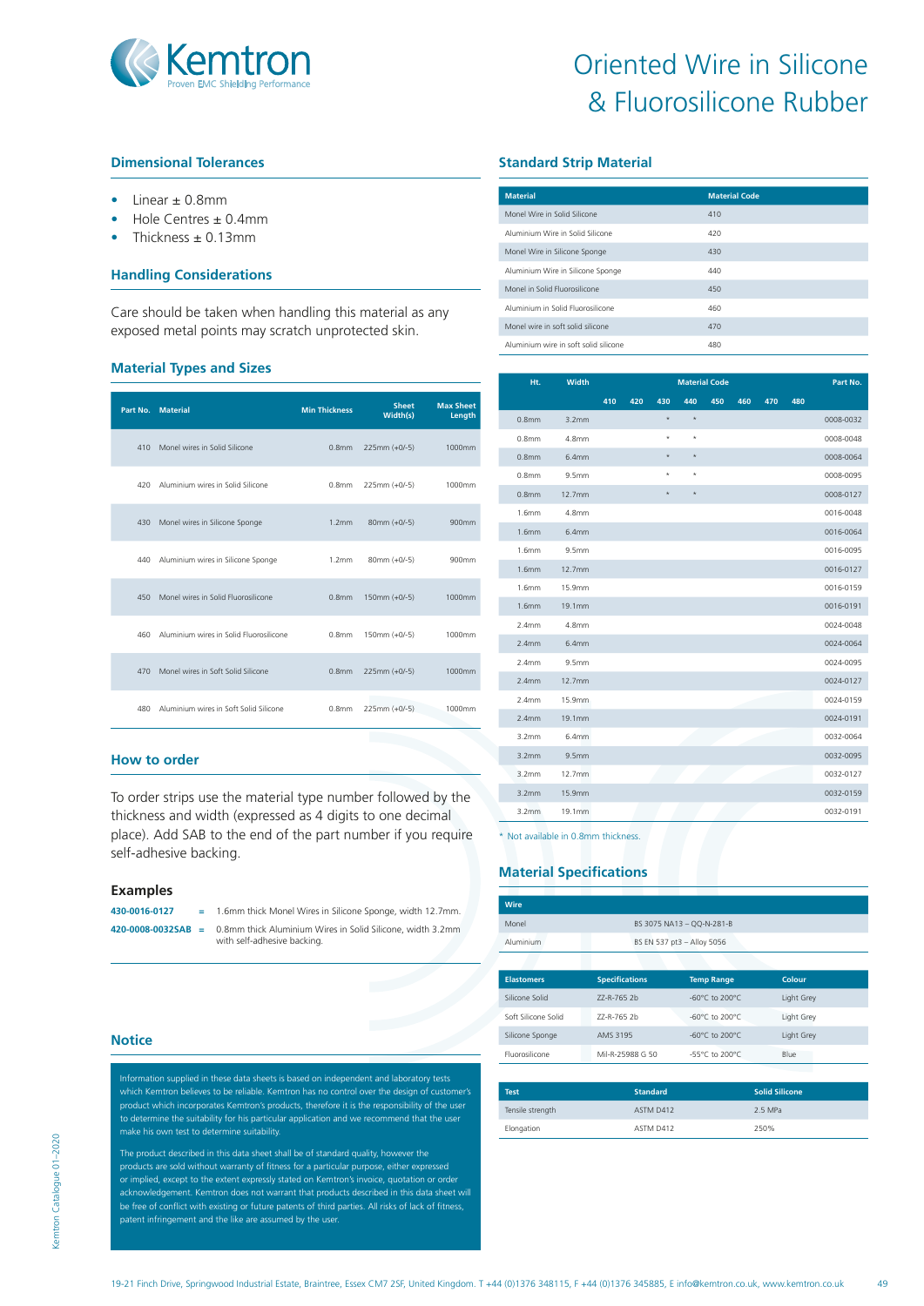# Oriented Wire in Silicone & Fluorosilicone Rubber

## Dimensional Tolerances

- Linear ± 0.8mm
- Hole Centres ± 0.4mm
- Thickness ± 0.13mm

## Handling Considerations

Care should be taken when handling this material as any exposed metal points may scratch unprotected skin.

## Material Types and Sizes

| Part No. | Material | Min Thickness | Sheet Width(s) | Max Sheet Length |
|---|---|---|---|---|
| 410 | Monel wires in Solid Silicone | 0.8mm | 225mm (+0/-5) | 1000mm |
| 420 | Aluminium wires in Solid Silicone | 0.8mm | 225mm (+0/-5) | 1000mm |
| 430 | Monel wires in Silicone Sponge | 1.2mm | 80mm (+0/-5) | 900mm |
| 440 | Aluminium wires in Silicone Sponge | 1.2mm | 80mm (+0/-5) | 900mm |
| 450 | Monel wires in Solid Fluorosilicone | 0.8mm | 150mm (+0/-5) | 1000mm |
| 460 | Aluminium wires in Solid Fluorosilicone | 0.8mm | 150mm (+0/-5) | 1000mm |
| 470 | Monel wires in Soft Solid Silicone | 0.8mm | 225mm (+0/-5) | 1000mm |
| 480 | Aluminium wires in Soft Solid Silicone | 0.8mm | 225mm (+0/-5) | 1000mm |

## How to order

To order strips use the material type number followed by the thickness and width (expressed as 4 digits to one decimal place). Add SAB to the end of the part number if you require self-adhesive backing.

### Examples

**430-0016-0127** = 1.6mm thick Monel Wires in Silicone Sponge, width 12.7mm.

**420-0008-0032SAB** = 0.8mm thick Aluminium Wires in Solid Silicone, width 3.2mm with self-adhesive backing.

## Notice

Information supplied in these data sheets is based on independent and laboratory tests which Kemtron believes to be reliable. Kemtron has no control over the design of customer's product which incorporates Kemtron's products, therefore it is the responsibility of the user to determine the suitability for his particular application and we recommend that the user make his own test to determine suitability.

The product described in this data sheet shall be of standard quality, however the products are sold without warranty of fitness for a particular purpose, either expressed or implied, except to the extent expressly stated on Kemtron's invoice, quotation or order acknowledgement. Kemtron does not warrant that products described in this data sheet will be free of conflict with existing or future patents of third parties. All risks of lack of fitness, patent infringement and the like are assumed by the user.

## Standard Strip Material

| Material | Material Code |
|---|---|
| Monel Wire in Solid Silicone | 410 |
| Aluminium Wire in Solid Silicone | 420 |
| Monel Wire in Silicone Sponge | 430 |
| Aluminium Wire in Silicone Sponge | 440 |
| Monel in Solid Fluorosilicone | 450 |
| Aluminium in Solid Fluorosilicone | 460 |
| Monel wire in soft solid silicone | 470 |
| Aluminium wire in soft solid silicone | 480 |

| Ht. | Width | Material Code | | | | | | | | Part No. |
|---|---|---|---|---|---|---|---|---|---|---|
| | | 410 | 420 | 430 | 440 | 450 | 460 | 470 | 480 | |
| 0.8mm | 3.2mm | | | * | * | | | | | 0008-0032 |
| 0.8mm | 4.8mm | | | * | * | | | | | 0008-0048 |
| 0.8mm | 6.4mm | | | * | * | | | | | 0008-0064 |
| 0.8mm | 9.5mm | | | * | * | | | | | 0008-0095 |
| 0.8mm | 12.7mm | | | * | * | | | | | 0008-0127 |
| 1.6mm | 4.8mm | | | | | | | | | 0016-0048 |
| 1.6mm | 6.4mm | | | | | | | | | 0016-0064 |
| 1.6mm | 9.5mm | | | | | | | | | 0016-0095 |
| 1.6mm | 12.7mm | | | | | | | | | 0016-0127 |
| 1.6mm | 15.9mm | | | | | | | | | 0016-0159 |
| 1.6mm | 19.1mm | | | | | | | | | 0016-0191 |
| 2.4mm | 4.8mm | | | | | | | | | 0024-0048 |
| 2.4mm | 6.4mm | | | | | | | | | 0024-0064 |
| 2.4mm | 9.5mm | | | | | | | | | 0024-0095 |
| 2.4mm | 12.7mm | | | | | | | | | 0024-0127 |
| 2.4mm | 15.9mm | | | | | | | | | 0024-0159 |
| 2.4mm | 19.1mm | | | | | | | | | 0024-0191 |
| 3.2mm | 6.4mm | | | | | | | | | 0032-0064 |
| 3.2mm | 9.5mm | | | | | | | | | 0032-0095 |
| 3.2mm | 12.7mm | | | | | | | | | 0032-0127 |
| 3.2mm | 15.9mm | | | | | | | | | 0032-0159 |
| 3.2mm | 19.1mm | | | | | | | | | 0032-0191 |

\* Not available in 0.8mm thickness.

## Material Specifications

| Wire | |
|---|---|
| Monel | BS 3075 NA13 – QQ-N-281-B |
| Aluminium | BS EN 537 pt3 – Alloy 5056 |

| Elastomers | Specifications | Temp Range | Colour |
|---|---|---|---|
| Silicone Solid | ZZ-R-765 2b | -60°C to 200°C | Light Grey |
| Soft Silicone Solid | ZZ-R-765 2b | -60°C to 200°C | Light Grey |
| Silicone Sponge | AMS 3195 | -60°C to 200°C | Light Grey |
| Fluorosilicone | Mil-R-25988 G 50 | -55°C to 200°C | Blue |

| Test | Standard | Solid Silicone |
|---|---|---|
| Tensile strength | ASTM D412 | 2.5 MPa |
| Elongation | ASTM D412 | 250% |

19-21 Finch Drive, Springwood Industrial Estate, Braintree, Essex CM7 2SF, United Kingdom. T +44 (0)1376 348115, F +44 (0)1376 345885, E info@kemtron.co.uk, www.kemtron.co.uk